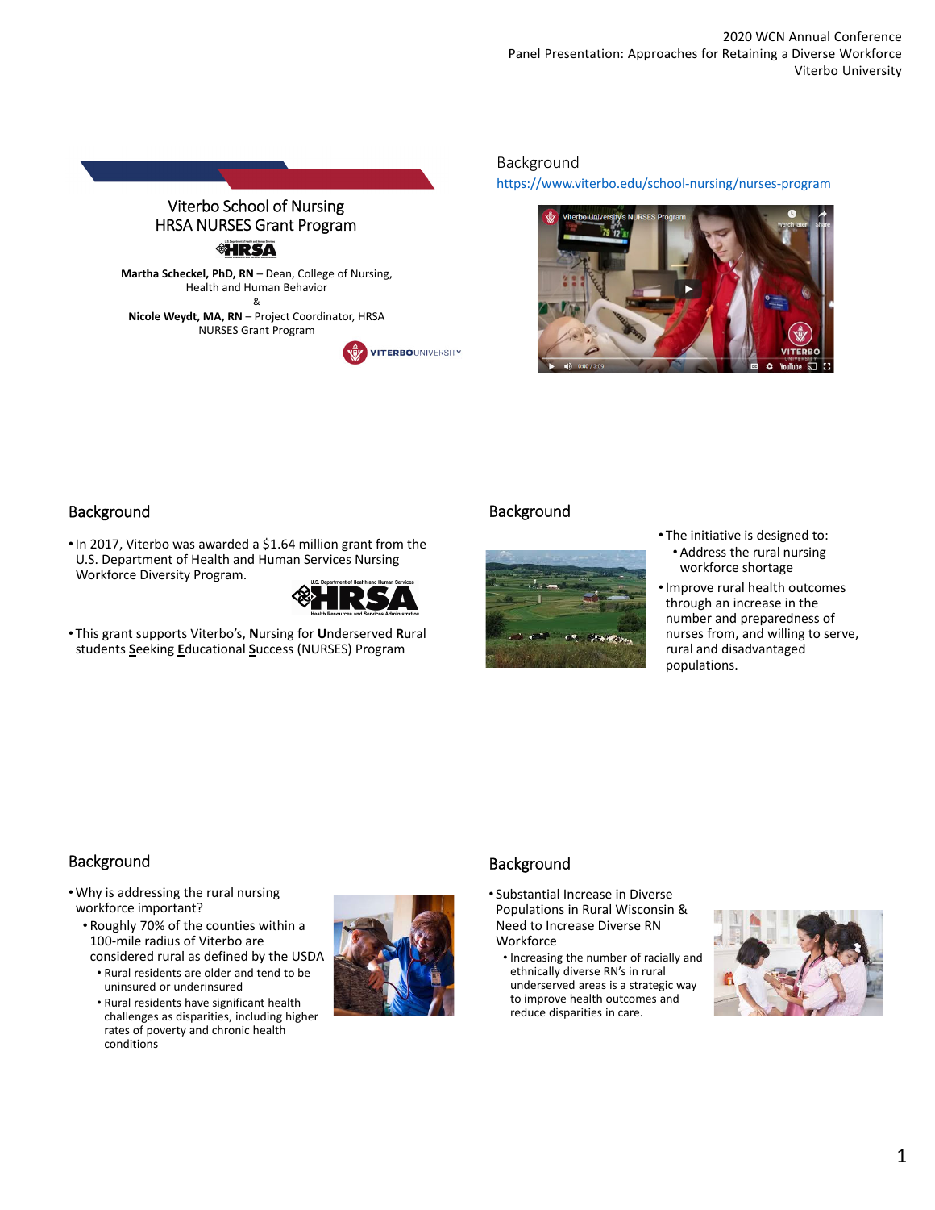# Viterbo School of Nursing HRSA NURSES Grant Program

**Martha Scheckel, PhD, RN** – Dean, College of Nursing, Health and Human Behavior

&

**Nicole Weydt, MA, RN** – Project Coordinator, HRSA NURSES Grant Program

## Background

https://www.viterbo.edu/school-nursing/nurses-program

## Background

- In 2017, Viterbo was awarded a $1.64 million grant from the U.S. Department of Health and Human Services Nursing Workforce Diversity Program.
- This grant supports Viterbo's, **N**ursing for **U**nderserved **R**ural students **S**eeking **E**ducational **S**uccess (NURSES) Program

## Background

- The initiative is designed to:
  - Address the rural nursing workforce shortage
- Improve rural health outcomes through an increase in the number and preparedness of nurses from, and willing to serve, rural and disadvantaged populations.

## Background

- Why is addressing the rural nursing workforce important?
  - Roughly 70% of the counties within a 100-mile radius of Viterbo are considered rural as defined by the USDA
    - Rural residents are older and tend to be uninsured or underinsured
    - Rural residents have significant health challenges as disparities, including higher rates of poverty and chronic health conditions

## Background

- Substantial Increase in Diverse Populations in Rural Wisconsin & Need to Increase Diverse RN Workforce
  - Increasing the number of racially and ethnically diverse RN's in rural underserved areas is a strategic way to improve health outcomes and reduce disparities in care.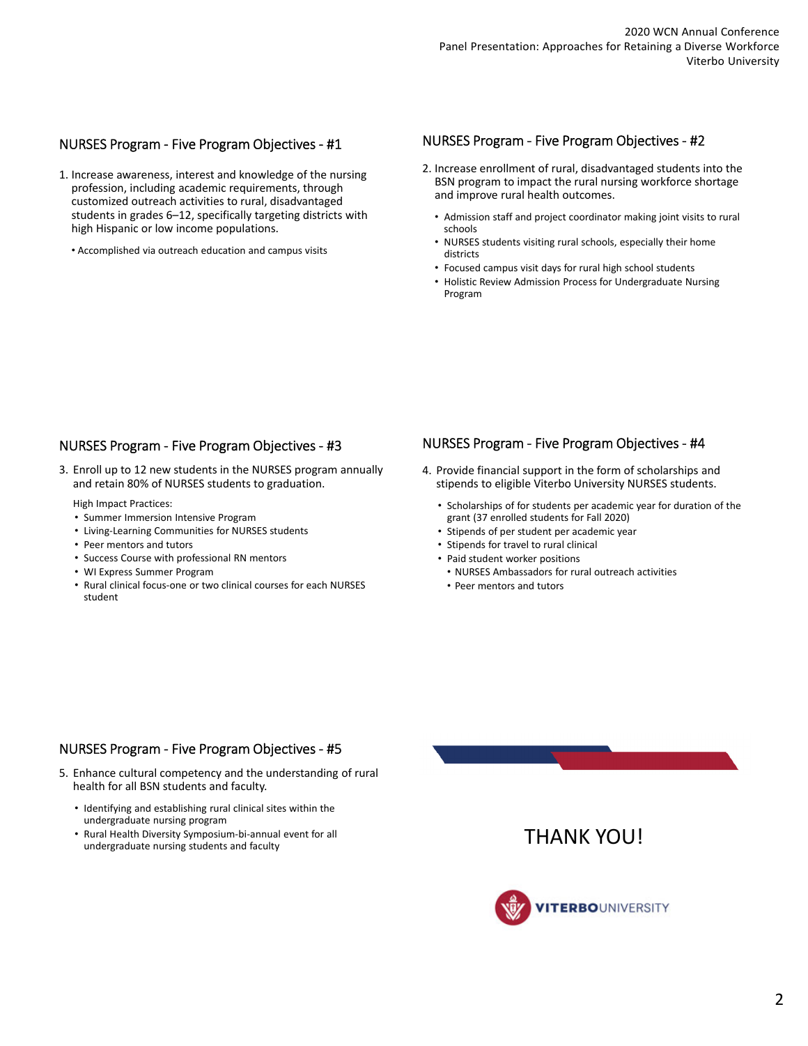## NURSES Program - Five Program Objectives - #1

1. Increase awareness, interest and knowledge of the nursing profession, including academic requirements, through customized outreach activities to rural, disadvantaged students in grades 6–12, specifically targeting districts with high Hispanic or low income populations.
   - Accomplished via outreach education and campus visits

## NURSES Program - Five Program Objectives - #2

2. Increase enrollment of rural, disadvantaged students into the BSN program to impact the rural nursing workforce shortage and improve rural health outcomes.
   - Admission staff and project coordinator making joint visits to rural schools
   - NURSES students visiting rural schools, especially their home districts
   - Focused campus visit days for rural high school students
   - Holistic Review Admission Process for Undergraduate Nursing Program

## NURSES Program - Five Program Objectives - #3

3. Enroll up to 12 new students in the NURSES program annually and retain 80% of NURSES students to graduation.

   High Impact Practices:
   - Summer Immersion Intensive Program
   - Living-Learning Communities for NURSES students
   - Peer mentors and tutors
   - Success Course with professional RN mentors
   - WI Express Summer Program
   - Rural clinical focus-one or two clinical courses for each NURSES student

## NURSES Program - Five Program Objectives - #4

4. Provide financial support in the form of scholarships and stipends to eligible Viterbo University NURSES students.
   - Scholarships of for students per academic year for duration of the grant (37 enrolled students for Fall 2020)
   - Stipends of per student per academic year
   - Stipends for travel to rural clinical
   - Paid student worker positions
     - NURSES Ambassadors for rural outreach activities
     - Peer mentors and tutors

## NURSES Program - Five Program Objectives - #5

5. Enhance cultural competency and the understanding of rural health for all BSN students and faculty.
   - Identifying and establishing rural clinical sites within the undergraduate nursing program
   - Rural Health Diversity Symposium-bi-annual event for all undergraduate nursing students and faculty

THANK YOU!

VITERBO UNIVERSITY